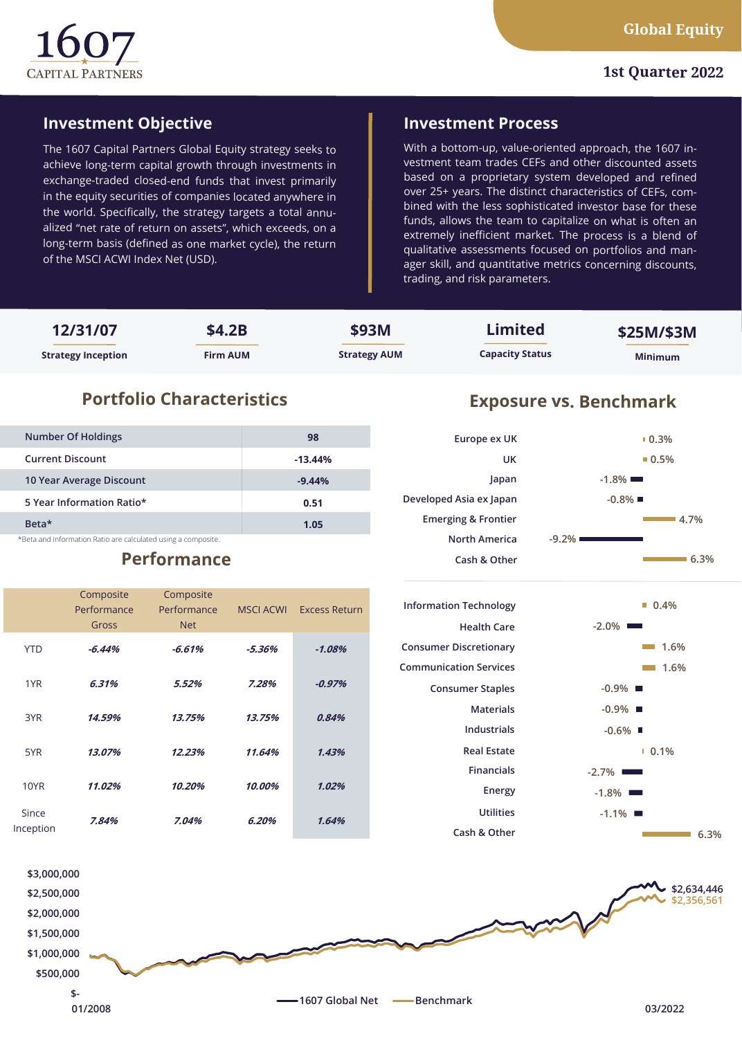# 1607 CAPITAL PARTNERS

**Global Equity**

**1st Quarter 2022**

## Investment Objective

The 1607 Capital Partners Global Equity strategy seeks to achieve long-term capital growth through investments in exchange-traded closed-end funds that invest primarily in the equity securities of companies located anywhere in the world. Specifically, the strategy targets a total annualized "net rate of return on assets", which exceeds, on a long-term basis (defined as one market cycle), the return of the MSCI ACWI Index Net (USD).

## Investment Process

With a bottom-up, value-oriented approach, the 1607 investment team trades CEFs and other discounted assets based on a proprietary system developed and refined over 25+ years. The distinct characteristics of CEFs, combined with the less sophisticated investor base for these funds, allows the team to capitalize on what is often an extremely inefficient market. The process is a blend of qualitative assessments focused on portfolios and manager skill, and quantitative metrics concerning discounts, trading, and risk parameters.

| 12/31/07 | $4.2B | $93M | Limited | $25M/$3M |
|---|---|---|---|---|
| Strategy Inception | Firm AUM | Strategy AUM | Capacity Status | Minimum |

## Portfolio Characteristics

| | |
|---|---|
| Number Of Holdings | 98 |
| Current Discount | -13.44% |
| 10 Year Average Discount | -9.44% |
| 5 Year Information Ratio* | 0.51 |
| Beta* | 1.05 |

*Beta and Information Ratio are calculated using a composite.

## Performance

| | Composite Performance Gross | Composite Performance Net | MSCI ACWI | Excess Return |
|---|---|---|---|---|
| YTD | *-6.44%* | *-6.61%* | *-5.36%* | *-1.08%* |
| 1YR | *6.31%* | *5.52%* | *7.28%* | *-0.97%* |
| 3YR | *14.59%* | *13.75%* | *13.75%* | *0.84%* |
| 5YR | *13.07%* | *12.23%* | *11.64%* | *1.43%* |
| 10YR | *11.02%* | *10.20%* | *10.00%* | *1.02%* |
| Since Inception | *7.84%* | *7.04%* | *6.20%* | *1.64%* |

## Exposure vs. Benchmark

| Region | Exposure |
|---|---|
| Europe ex UK | 0.3% |
| UK | 0.5% |
| Japan | -1.8% |
| Developed Asia ex Japan | -0.8% |
| Emerging & Frontier | 4.7% |
| North America | -9.2% |
| Cash & Other | 6.3% |

| Sector | Exposure |
|---|---|
| Information Technology | 0.4% |
| Health Care | -2.0% |
| Consumer Discretionary | 1.6% |
| Communication Services | 1.6% |
| Consumer Staples | -0.9% |
| Materials | -0.9% |
| Industrials | -0.6% |
| Real Estate | 0.1% |
| Financials | -2.7% |
| Energy | -1.8% |
| Utilities | -1.1% |
| Cash & Other | 6.3% |

$3,000,000
$2,500,000
$2,000,000
$1,500,000
$1,000,000
$500,000
$-

01/2008 — 03/2022

1607 Global Net: $2,634,446
Benchmark: $2,356,561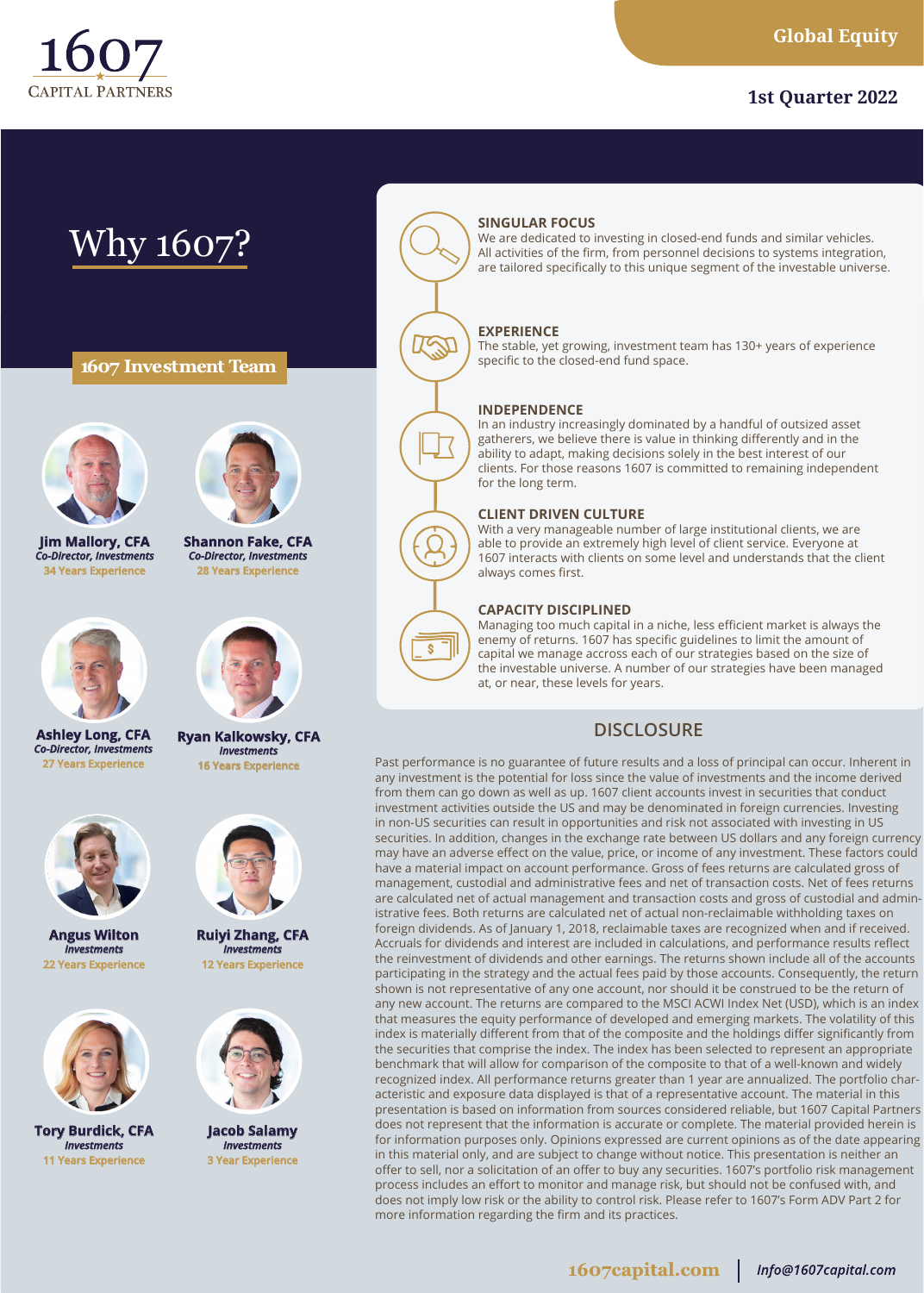1607 CAPITAL PARTNERS

Global Equity

1st Quarter 2022

# Why 1607?

## 1607 Investment Team

**Jim Mallory, CFA**
*Co-Director, Investments*
34 Years Experience

**Shannon Fake, CFA**
*Co-Director, Investments*
28 Years Experience

**Ashley Long, CFA**
*Co-Director, Investments*
27 Years Experience

**Ryan Kalkowsky, CFA**
*Investments*
16 Years Experience

**Angus Wilton**
*Investments*
22 Years Experience

**Ruiyi Zhang, CFA**
*Investments*
12 Years Experience

**Tory Burdick, CFA**
*Investments*
11 Years Experience

**Jacob Salamy**
*Investments*
3 Year Experience

**SINGULAR FOCUS**
We are dedicated to investing in closed-end funds and similar vehicles. All activities of the firm, from personnel decisions to systems integration, are tailored specifically to this unique segment of the investable universe.

**EXPERIENCE**
The stable, yet growing, investment team has 130+ years of experience specific to the closed-end fund space.

**INDEPENDENCE**
In an industry increasingly dominated by a handful of outsized asset gatherers, we believe there is value in thinking differently and in the ability to adapt, making decisions solely in the best interest of our clients. For those reasons 1607 is committed to remaining independent for the long term.

**CLIENT DRIVEN CULTURE**
With a very manageable number of large institutional clients, we are able to provide an extremely high level of client service. Everyone at 1607 interacts with clients on some level and understands that the client always comes first.

**CAPACITY DISCIPLINED**
Managing too much capital in a niche, less efficient market is always the enemy of returns. 1607 has specific guidelines to limit the amount of capital we manage accross each of our strategies based on the size of the investable universe. A number of our strategies have been managed at, or near, these levels for years.

## DISCLOSURE

Past performance is no guarantee of future results and a loss of principal can occur. Inherent in any investment is the potential for loss since the value of investments and the income derived from them can go down as well as up. 1607 client accounts invest in securities that conduct investment activities outside the US and may be denominated in foreign currencies. Investing in non-US securities can result in opportunities and risk not associated with investing in US securities. In addition, changes in the exchange rate between US dollars and any foreign currency may have an adverse effect on the value, price, or income of any investment. These factors could have a material impact on account performance. Gross of fees returns are calculated gross of management, custodial and administrative fees and net of transaction costs. Net of fees returns are calculated net of actual management and transaction costs and gross of custodial and administrative fees. Both returns are calculated net of actual non-reclaimable withholding taxes on foreign dividends. As of January 1, 2018, reclaimable taxes are recognized when and if received. Accruals for dividends and interest are included in calculations, and performance results reflect the reinvestment of dividends and other earnings. The returns shown include all of the accounts participating in the strategy and the actual fees paid by those accounts. Consequently, the return shown is not representative of any one account, nor should it be construed to be the return of any new account. The returns are compared to the MSCI ACWI Index Net (USD), which is an index that measures the equity performance of developed and emerging markets. The volatility of this index is materially different from that of the composite and the holdings differ significantly from the securities that comprise the index. The index has been selected to represent an appropriate benchmark that will allow for comparison of the composite to that of a well-known and widely recognized index. All performance returns greater than 1 year are annualized. The portfolio characteristic and exposure data displayed is that of a representative account. The material in this presentation is based on information from sources considered reliable, but 1607 Capital Partners does not represent that the information is accurate or complete. The material provided herein is for information purposes only. Opinions expressed are current opinions as of the date appearing in this material only, and are subject to change without notice. This presentation is neither an offer to sell, nor a solicitation of an offer to buy any securities. 1607's portfolio risk management process includes an effort to monitor and manage risk, but should not be confused with, and does not imply low risk or the ability to control risk. Please refer to 1607's Form ADV Part 2 for more information regarding the firm and its practices.

1607capital.com | Info@1607capital.com